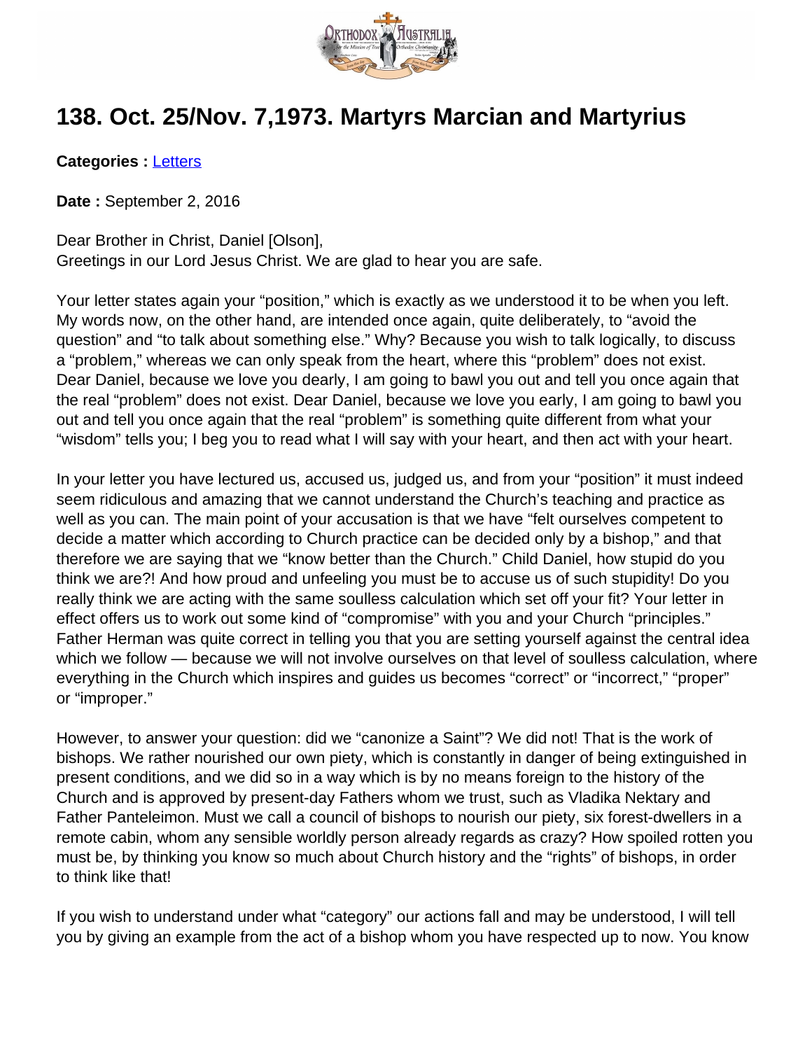# 138. Oct. 25/Nov. 7,1973. Martyrs Marcian and Martyrius

**Categories :** Letters

**Date :** September 2, 2016

Dear Brother in Christ, Daniel [Olson],
Greetings in our Lord Jesus Christ. We are glad to hear you are safe.

Your letter states again your "position," which is exactly as we understood it to be when you left. My words now, on the other hand, are intended once again, quite deliberately, to "avoid the question" and "to talk about something else." Why? Because you wish to talk logically, to discuss a "problem," whereas we can only speak from the heart, where this "problem" does not exist. Dear Daniel, because we love you dearly, I am going to bawl you out and tell you once again that the real "problem" does not exist. Dear Daniel, because we love you early, I am going to bawl you out and tell you once again that the real "problem" is something quite different from what your "wisdom" tells you; I beg you to read what I will say with your heart, and then act with your heart.

In your letter you have lectured us, accused us, judged us, and from your "position" it must indeed seem ridiculous and amazing that we cannot understand the Church's teaching and practice as well as you can. The main point of your accusation is that we have "felt ourselves competent to decide a matter which according to Church practice can be decided only by a bishop," and that therefore we are saying that we "know better than the Church." Child Daniel, how stupid do you think we are?! And how proud and unfeeling you must be to accuse us of such stupidity! Do you really think we are acting with the same soulless calculation which set off your fit? Your letter in effect offers us to work out some kind of "compromise" with you and your Church "principles." Father Herman was quite correct in telling you that you are setting yourself against the central idea which we follow — because we will not involve ourselves on that level of soulless calculation, where everything in the Church which inspires and guides us becomes "correct" or "incorrect," "proper" or "improper."

However, to answer your question: did we "canonize a Saint"? We did not! That is the work of bishops. We rather nourished our own piety, which is constantly in danger of being extinguished in present conditions, and we did so in a way which is by no means foreign to the history of the Church and is approved by present-day Fathers whom we trust, such as Vladika Nektary and Father Panteleimon. Must we call a council of bishops to nourish our piety, six forest-dwellers in a remote cabin, whom any sensible worldly person already regards as crazy? How spoiled rotten you must be, by thinking you know so much about Church history and the "rights" of bishops, in order to think like that!

If you wish to understand under what "category" our actions fall and may be understood, I will tell you by giving an example from the act of a bishop whom you have respected up to now. You know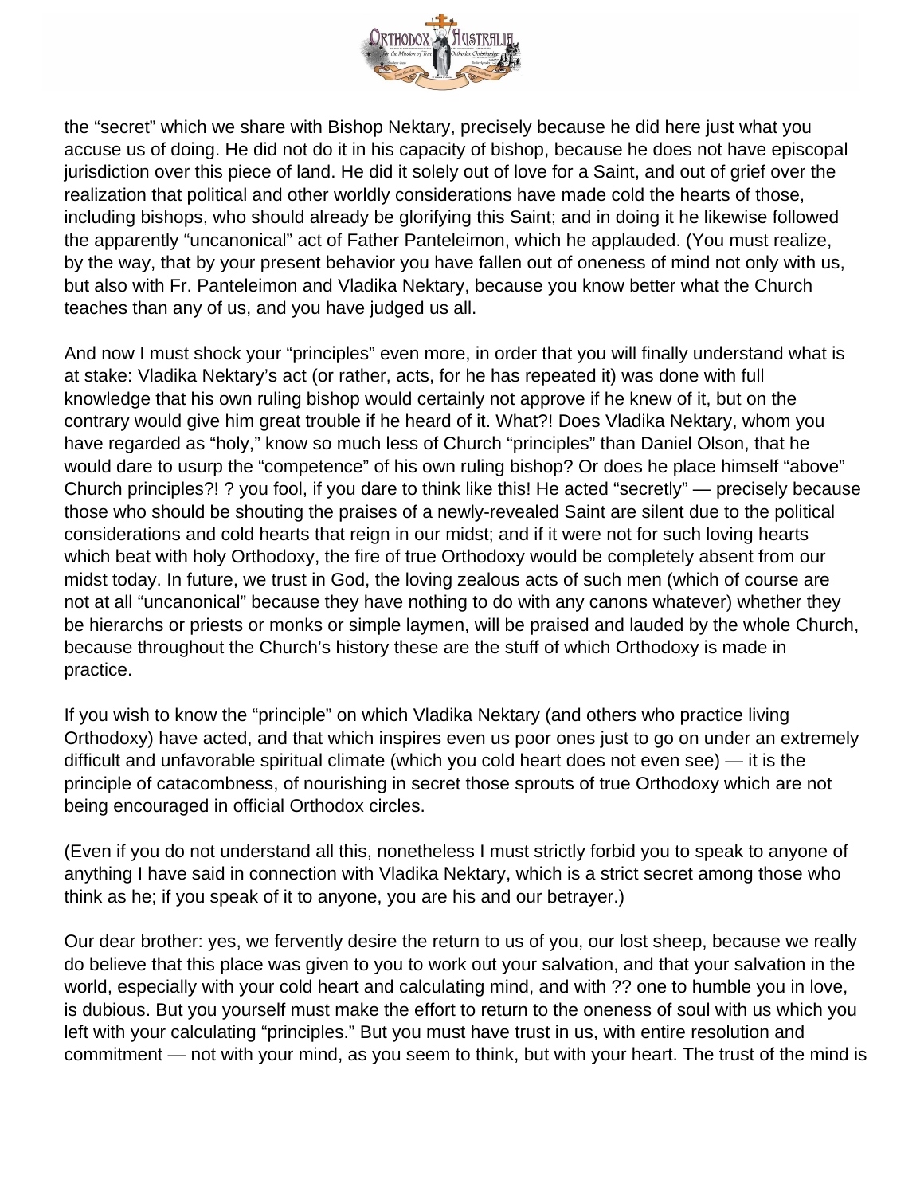the “secret” which we share with Bishop Nektary, precisely because he did here just what you accuse us of doing. He did not do it in his capacity of bishop, because he does not have episcopal jurisdiction over this piece of land. He did it solely out of love for a Saint, and out of grief over the realization that political and other worldly considerations have made cold the hearts of those, including bishops, who should already be glorifying this Saint; and in doing it he likewise followed the apparently “uncanonical” act of Father Panteleimon, which he applauded. (You must realize, by the way, that by your present behavior you have fallen out of oneness of mind not only with us, but also with Fr. Panteleimon and Vladika Nektary, because you know better what the Church teaches than any of us, and you have judged us all.

And now I must shock your “principles” even more, in order that you will finally understand what is at stake: Vladika Nektary’s act (or rather, acts, for he has repeated it) was done with full knowledge that his own ruling bishop would certainly not approve if he knew of it, but on the contrary would give him great trouble if he heard of it. What?! Does Vladika Nektary, whom you have regarded as “holy,” know so much less of Church “principles” than Daniel Olson, that he would dare to usurp the “competence” of his own ruling bishop? Or does he place himself “above” Church principles?! ? you fool, if you dare to think like this! He acted “secretly” — precisely because those who should be shouting the praises of a newly-revealed Saint are silent due to the political considerations and cold hearts that reign in our midst; and if it were not for such loving hearts which beat with holy Orthodoxy, the fire of true Orthodoxy would be completely absent from our midst today. In future, we trust in God, the loving zealous acts of such men (which of course are not at all “uncanonical” because they have nothing to do with any canons whatever) whether they be hierarchs or priests or monks or simple laymen, will be praised and lauded by the whole Church, because throughout the Church’s history these are the stuff of which Orthodoxy is made in practice.

If you wish to know the “principle” on which Vladika Nektary (and others who practice living Orthodoxy) have acted, and that which inspires even us poor ones just to go on under an extremely difficult and unfavorable spiritual climate (which you cold heart does not even see) — it is the principle of catacombness, of nourishing in secret those sprouts of true Orthodoxy which are not being encouraged in official Orthodox circles.

(Even if you do not understand all this, nonetheless I must strictly forbid you to speak to anyone of anything I have said in connection with Vladika Nektary, which is a strict secret among those who think as he; if you speak of it to anyone, you are his and our betrayer.)

Our dear brother: yes, we fervently desire the return to us of you, our lost sheep, because we really do believe that this place was given to you to work out your salvation, and that your salvation in the world, especially with your cold heart and calculating mind, and with ?? one to humble you in love, is dubious. But you yourself must make the effort to return to the oneness of soul with us which you left with your calculating “principles.” But you must have trust in us, with entire resolution and commitment — not with your mind, as you seem to think, but with your heart. The trust of the mind is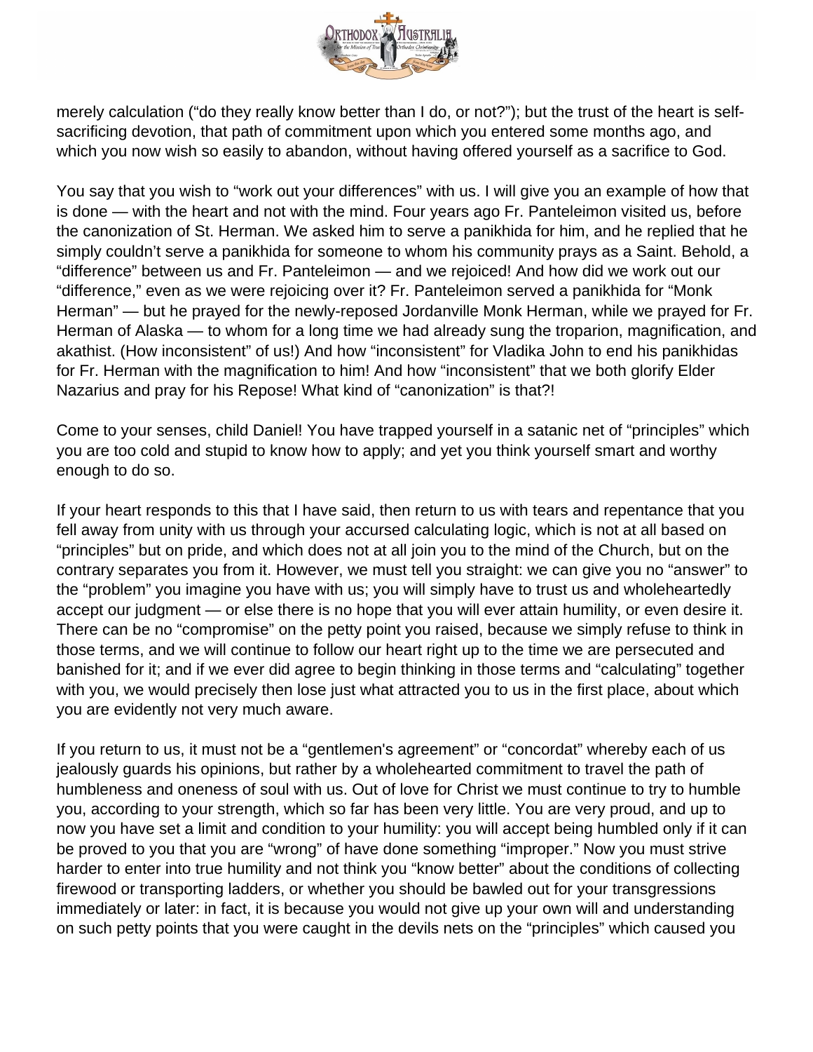merely calculation ("do they really know better than I do, or not?"); but the trust of the heart is self-sacrificing devotion, that path of commitment upon which you entered some months ago, and which you now wish so easily to abandon, without having offered yourself as a sacrifice to God.

You say that you wish to "work out your differences" with us. I will give you an example of how that is done — with the heart and not with the mind. Four years ago Fr. Panteleimon visited us, before the canonization of St. Herman. We asked him to serve a panikhida for him, and he replied that he simply couldn't serve a panikhida for someone to whom his community prays as a Saint. Behold, a "difference" between us and Fr. Panteleimon — and we rejoiced! And how did we work out our "difference," even as we were rejoicing over it? Fr. Panteleimon served a panikhida for "Monk Herman" — but he prayed for the newly-reposed Jordanville Monk Herman, while we prayed for Fr. Herman of Alaska — to whom for a long time we had already sung the troparion, magnification, and akathist. (How inconsistent" of us!) And how "inconsistent" for Vladika John to end his panikhidas for Fr. Herman with the magnification to him! And how "inconsistent" that we both glorify Elder Nazarius and pray for his Repose! What kind of "canonization" is that?!

Come to your senses, child Daniel! You have trapped yourself in a satanic net of "principles" which you are too cold and stupid to know how to apply; and yet you think yourself smart and worthy enough to do so.

If your heart responds to this that I have said, then return to us with tears and repentance that you fell away from unity with us through your accursed calculating logic, which is not at all based on "principles" but on pride, and which does not at all join you to the mind of the Church, but on the contrary separates you from it. However, we must tell you straight: we can give you no "answer" to the "problem" you imagine you have with us; you will simply have to trust us and wholeheartedly accept our judgment — or else there is no hope that you will ever attain humility, or even desire it. There can be no "compromise" on the petty point you raised, because we simply refuse to think in those terms, and we will continue to follow our heart right up to the time we are persecuted and banished for it; and if we ever did agree to begin thinking in those terms and "calculating" together with you, we would precisely then lose just what attracted you to us in the first place, about which you are evidently not very much aware.

If you return to us, it must not be a "gentlemen's agreement" or "concordat" whereby each of us jealously guards his opinions, but rather by a wholehearted commitment to travel the path of humbleness and oneness of soul with us. Out of love for Christ we must continue to try to humble you, according to your strength, which so far has been very little. You are very proud, and up to now you have set a limit and condition to your humility: you will accept being humbled only if it can be proved to you that you are "wrong" of have done something "improper." Now you must strive harder to enter into true humility and not think you "know better" about the conditions of collecting firewood or transporting ladders, or whether you should be bawled out for your transgressions immediately or later: in fact, it is because you would not give up your own will and understanding on such petty points that you were caught in the devils nets on the "principles" which caused you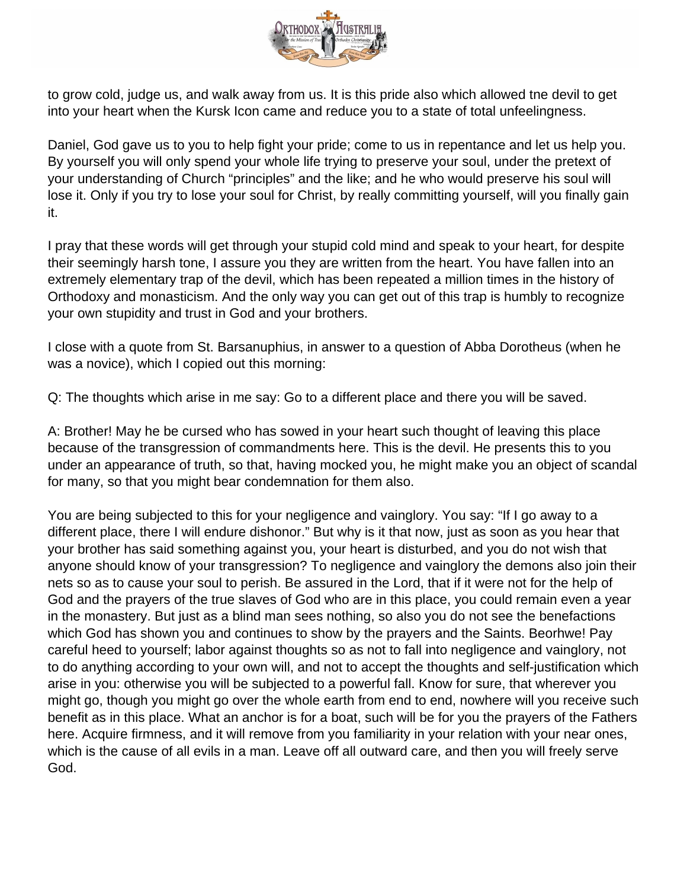to grow cold, judge us, and walk away from us. It is this pride also which allowed tne devil to get into your heart when the Kursk Icon came and reduce you to a state of total unfeelingness.

Daniel, God gave us to you to help fight your pride; come to us in repentance and let us help you. By yourself you will only spend your whole life trying to preserve your soul, under the pretext of your understanding of Church "principles" and the like; and he who would preserve his soul will lose it. Only if you try to lose your soul for Christ, by really committing yourself, will you finally gain it.

I pray that these words will get through your stupid cold mind and speak to your heart, for despite their seemingly harsh tone, I assure you they are written from the heart. You have fallen into an extremely elementary trap of the devil, which has been repeated a million times in the history of Orthodoxy and monasticism. And the only way you can get out of this trap is humbly to recognize your own stupidity and trust in God and your brothers.

I close with a quote from St. Barsanuphius, in answer to a question of Abba Dorotheus (when he was a novice), which I copied out this morning:

Q: The thoughts which arise in me say: Go to a different place and there you will be saved.

A: Brother! May he be cursed who has sowed in your heart such thought of leaving this place because of the transgression of commandments here. This is the devil. He presents this to you under an appearance of truth, so that, having mocked you, he might make you an object of scandal for many, so that you might bear condemnation for them also.

You are being subjected to this for your negligence and vainglory. You say: "If I go away to a different place, there I will endure dishonor." But why is it that now, just as soon as you hear that your brother has said something against you, your heart is disturbed, and you do not wish that anyone should know of your transgression? To negligence and vainglory the demons also join their nets so as to cause your soul to perish. Be assured in the Lord, that if it were not for the help of God and the prayers of the true slaves of God who are in this place, you could remain even a year in the monastery. But just as a blind man sees nothing, so also you do not see the benefactions which God has shown you and continues to show by the prayers and the Saints. Beorhwe! Pay careful heed to yourself; labor against thoughts so as not to fall into negligence and vainglory, not to do anything according to your own will, and not to accept the thoughts and self-justification which arise in you: otherwise you will be subjected to a powerful fall. Know for sure, that wherever you might go, though you might go over the whole earth from end to end, nowhere will you receive such benefit as in this place. What an anchor is for a boat, such will be for you the prayers of the Fathers here. Acquire firmness, and it will remove from you familiarity in your relation with your near ones, which is the cause of all evils in a man. Leave off all outward care, and then you will freely serve God.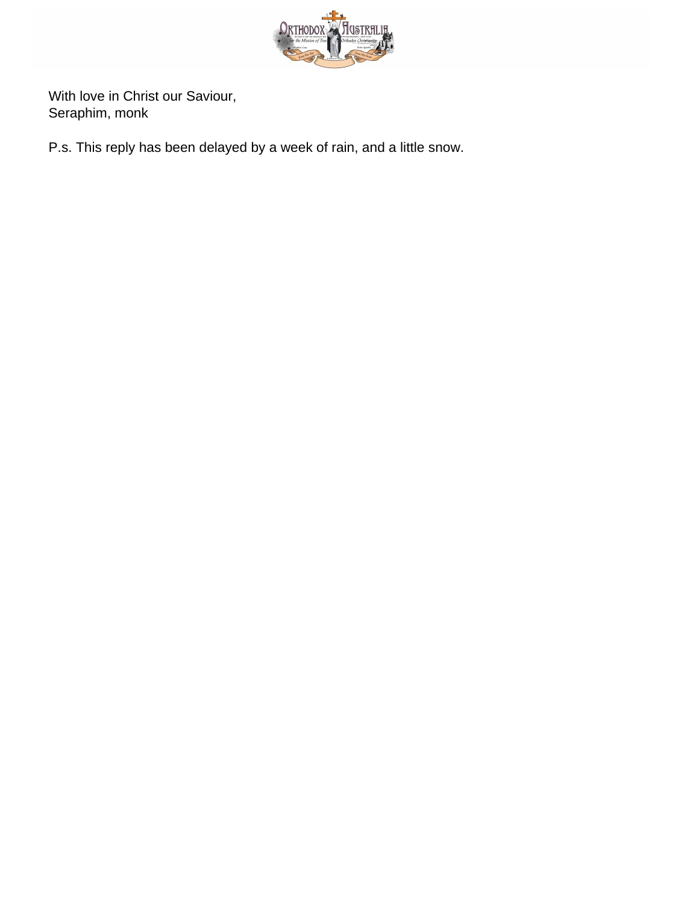With love in Christ our Saviour,
Seraphim, monk

P.s. This reply has been delayed by a week of rain, and a little snow.